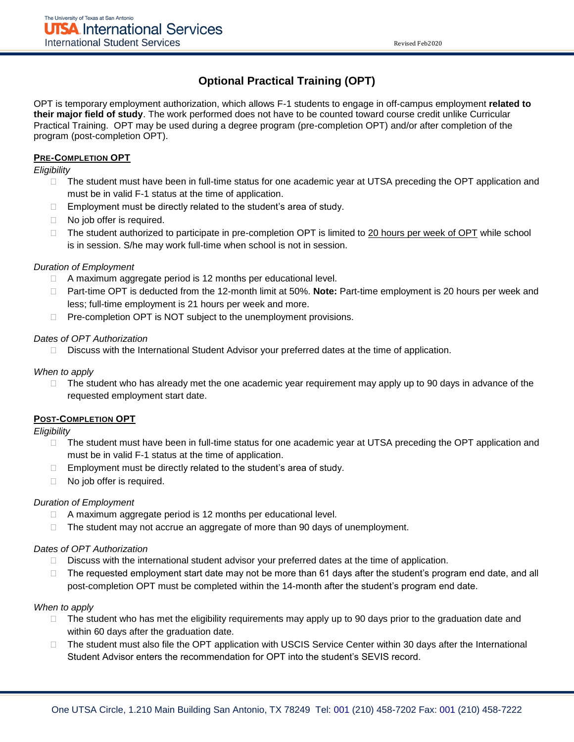# Optional Practical Training (OPT)

OPT is temporary employment authorization, which allows F-1 students to engage in off-campus employment **related to their major field of study**. The work performed does not have to be counted toward course credit unlike Curricular Practical Training. OPT may be used during a degree program (pre-completion OPT) and/or after completion of the program (post-completion OPT).

## PRE-COMPLETION OPT

*Eligibility*

- The student must have been in full-time status for one academic year at UTSA preceding the OPT application and must be in valid F-1 status at the time of application.
- Employment must be directly related to the student's area of study.
- No job offer is required.
- The student authorized to participate in pre-completion OPT is limited to 20 hours per week of OPT while school is in session. S/he may work full-time when school is not in session.

*Duration of Employment*

- A maximum aggregate period is 12 months per educational level.
- Part-time OPT is deducted from the 12-month limit at 50%. **Note:** Part-time employment is 20 hours per week and less; full-time employment is 21 hours per week and more.
- Pre-completion OPT is NOT subject to the unemployment provisions.

*Dates of OPT Authorization*

- Discuss with the International Student Advisor your preferred dates at the time of application.

*When to apply*

- The student who has already met the one academic year requirement may apply up to 90 days in advance of the requested employment start date.

## POST-COMPLETION OPT

*Eligibility*

- The student must have been in full-time status for one academic year at UTSA preceding the OPT application and must be in valid F-1 status at the time of application.
- Employment must be directly related to the student's area of study.
- No job offer is required.

*Duration of Employment*

- A maximum aggregate period is 12 months per educational level.
- The student may not accrue an aggregate of more than 90 days of unemployment.

*Dates of OPT Authorization*

- Discuss with the international student advisor your preferred dates at the time of application.
- The requested employment start date may not be more than 61 days after the student's program end date, and all post-completion OPT must be completed within the 14-month after the student's program end date.

*When to apply*

- The student who has met the eligibility requirements may apply up to 90 days prior to the graduation date and within 60 days after the graduation date.
- The student must also file the OPT application with USCIS Service Center within 30 days after the International Student Advisor enters the recommendation for OPT into the student's SEVIS record.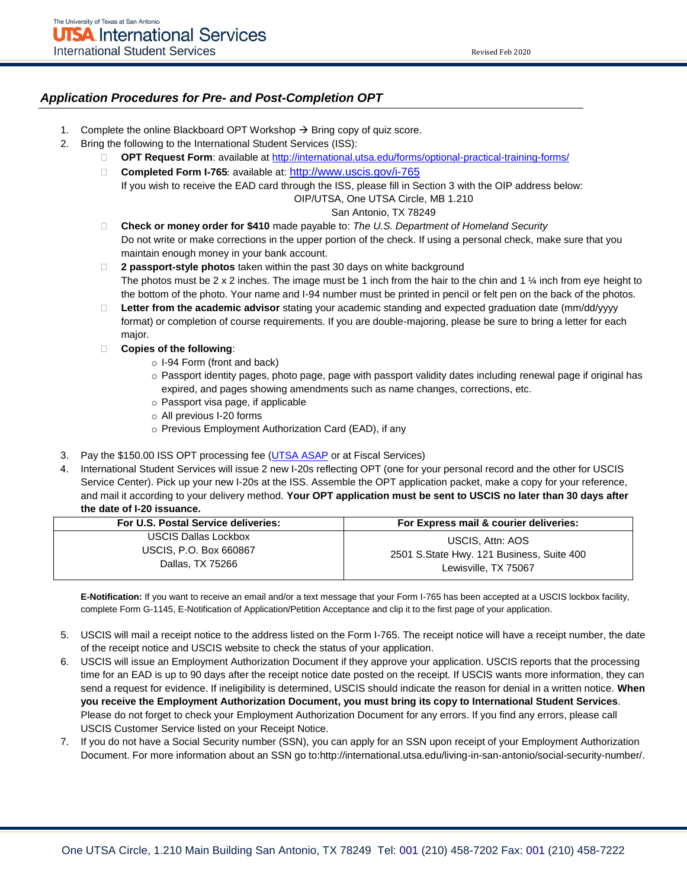## *Application Procedures for Pre- and Post-Completion OPT*

1. Complete the online Blackboard OPT Workshop → Bring copy of quiz score.
2. Bring the following to the International Student Services (ISS):
   - **OPT Request Form**: available at http://international.utsa.edu/forms/optional-practical-training-forms/
   - **Completed Form I-765**: available at: http://www.uscis.gov/i-765
     If you wish to receive the EAD card through the ISS, please fill in Section 3 with the OIP address below:
     OIP/UTSA, One UTSA Circle, MB 1.210
     San Antonio, TX 78249
   - **Check or money order for $410** made payable to: *The U.S. Department of Homeland Security*
     Do not write or make corrections in the upper portion of the check. If using a personal check, make sure that you maintain enough money in your bank account.
   - **2 passport-style photos** taken within the past 30 days on white background
     The photos must be 2 x 2 inches. The image must be 1 inch from the hair to the chin and 1 ¼ inch from eye height to the bottom of the photo. Your name and I-94 number must be printed in pencil or felt pen on the back of the photos.
   - **Letter from the academic advisor** stating your academic standing and expected graduation date (mm/dd/yyyy format) or completion of course requirements. If you are double-majoring, please be sure to bring a letter for each major.
   - **Copies of the following**:
     - I-94 Form (front and back)
     - Passport identity pages, photo page, page with passport validity dates including renewal page if original has expired, and pages showing amendments such as name changes, corrections, etc.
     - Passport visa page, if applicable
     - All previous I-20 forms
     - Previous Employment Authorization Card (EAD), if any

3. Pay the $150.00 ISS OPT processing fee (UTSA ASAP or at Fiscal Services)
4. International Student Services will issue 2 new I-20s reflecting OPT (one for your personal record and the other for USCIS Service Center). Pick up your new I-20s at the ISS. Assemble the OPT application packet, make a copy for your reference, and mail it according to your delivery method. **Your OPT application must be sent to USCIS no later than 30 days after the date of I-20 issuance.**

| For U.S. Postal Service deliveries: | For Express mail & courier deliveries: |
|---|---|
| USCIS Dallas Lockbox<br>USCIS, P.O. Box 660867<br>Dallas, TX 75266 | USCIS, Attn: AOS<br>2501 S.State Hwy. 121 Business, Suite 400<br>Lewisville, TX 75067 |

**E-Notification:** If you want to receive an email and/or a text message that your Form I-765 has been accepted at a USCIS lockbox facility, complete Form G-1145, E-Notification of Application/Petition Acceptance and clip it to the first page of your application.

5. USCIS will mail a receipt notice to the address listed on the Form I-765. The receipt notice will have a receipt number, the date of the receipt notice and USCIS website to check the status of your application.
6. USCIS will issue an Employment Authorization Document if they approve your application. USCIS reports that the processing time for an EAD is up to 90 days after the receipt notice date posted on the receipt. If USCIS wants more information, they can send a request for evidence. If ineligibility is determined, USCIS should indicate the reason for denial in a written notice. **When you receive the Employment Authorization Document, you must bring its copy to International Student Services**. Please do not forget to check your Employment Authorization Document for any errors. If you find any errors, please call USCIS Customer Service listed on your Receipt Notice.
7. If you do not have a Social Security number (SSN), you can apply for an SSN upon receipt of your Employment Authorization Document. For more information about an SSN go to:http://international.utsa.edu/living-in-san-antonio/social-security-number/.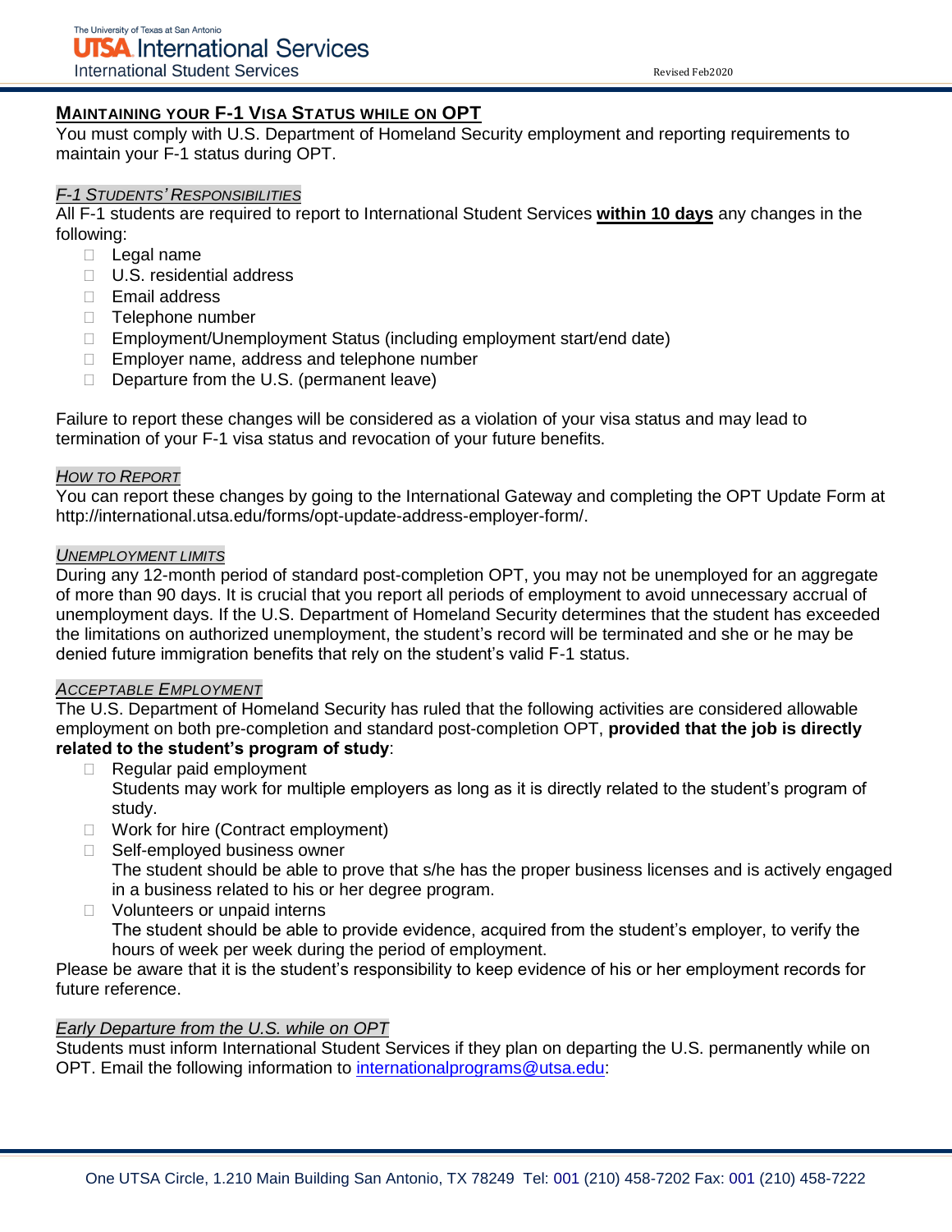## MAINTAINING YOUR F-1 VISA STATUS WHILE ON OPT

You must comply with U.S. Department of Homeland Security employment and reporting requirements to maintain your F-1 status during OPT.

### *F-1 STUDENTS' RESPONSIBILITIES*

All F-1 students are required to report to International Student Services **within 10 days** any changes in the following:

- Legal name
- U.S. residential address
- Email address
- Telephone number
- Employment/Unemployment Status (including employment start/end date)
- Employer name, address and telephone number
- Departure from the U.S. (permanent leave)

Failure to report these changes will be considered as a violation of your visa status and may lead to termination of your F-1 visa status and revocation of your future benefits.

### *HOW TO REPORT*

You can report these changes by going to the International Gateway and completing the OPT Update Form at http://international.utsa.edu/forms/opt-update-address-employer-form/.

### *UNEMPLOYMENT LIMITS*

During any 12-month period of standard post-completion OPT, you may not be unemployed for an aggregate of more than 90 days. It is crucial that you report all periods of employment to avoid unnecessary accrual of unemployment days. If the U.S. Department of Homeland Security determines that the student has exceeded the limitations on authorized unemployment, the student's record will be terminated and she or he may be denied future immigration benefits that rely on the student's valid F-1 status.

### *ACCEPTABLE EMPLOYMENT*

The U.S. Department of Homeland Security has ruled that the following activities are considered allowable employment on both pre-completion and standard post-completion OPT, **provided that the job is directly related to the student's program of study**:

- Regular paid employment
  Students may work for multiple employers as long as it is directly related to the student's program of study.
- Work for hire (Contract employment)
- Self-employed business owner
  The student should be able to prove that s/he has the proper business licenses and is actively engaged in a business related to his or her degree program.
- Volunteers or unpaid interns
  The student should be able to provide evidence, acquired from the student's employer, to verify the hours of week per week during the period of employment.

Please be aware that it is the student's responsibility to keep evidence of his or her employment records for future reference.

### *Early Departure from the U.S. while on OPT*

Students must inform International Student Services if they plan on departing the U.S. permanently while on OPT. Email the following information to internationalprograms@utsa.edu: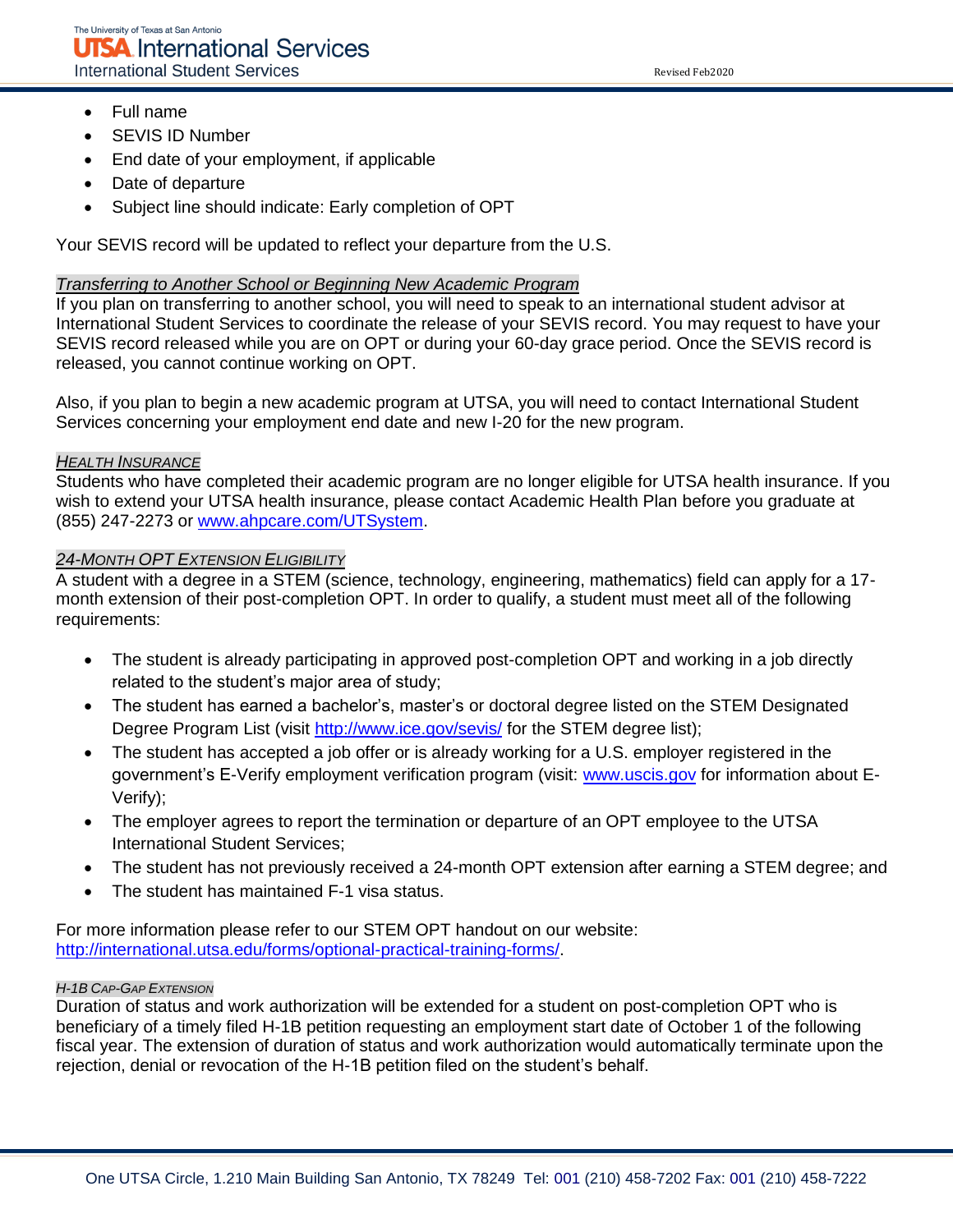- Full name
- SEVIS ID Number
- End date of your employment, if applicable
- Date of departure
- Subject line should indicate: Early completion of OPT

Your SEVIS record will be updated to reflect your departure from the U.S.

### *Transferring to Another School or Beginning New Academic Program*

If you plan on transferring to another school, you will need to speak to an international student advisor at International Student Services to coordinate the release of your SEVIS record. You may request to have your SEVIS record released while you are on OPT or during your 60-day grace period. Once the SEVIS record is released, you cannot continue working on OPT.

Also, if you plan to begin a new academic program at UTSA, you will need to contact International Student Services concerning your employment end date and new I-20 for the new program.

### *Health Insurance*

Students who have completed their academic program are no longer eligible for UTSA health insurance. If you wish to extend your UTSA health insurance, please contact Academic Health Plan before you graduate at (855) 247-2273 or www.ahpcare.com/UTSystem.

### *24-Month OPT Extension Eligibility*

A student with a degree in a STEM (science, technology, engineering, mathematics) field can apply for a 17-month extension of their post-completion OPT. In order to qualify, a student must meet all of the following requirements:

- The student is already participating in approved post-completion OPT and working in a job directly related to the student's major area of study;
- The student has earned a bachelor's, master's or doctoral degree listed on the STEM Designated Degree Program List (visit http://www.ice.gov/sevis/ for the STEM degree list);
- The student has accepted a job offer or is already working for a U.S. employer registered in the government's E-Verify employment verification program (visit: www.uscis.gov for information about E-Verify);
- The employer agrees to report the termination or departure of an OPT employee to the UTSA International Student Services;
- The student has not previously received a 24-month OPT extension after earning a STEM degree; and
- The student has maintained F-1 visa status.

For more information please refer to our STEM OPT handout on our website: http://international.utsa.edu/forms/optional-practical-training-forms/.

### *H-1B Cap-Gap Extension*

Duration of status and work authorization will be extended for a student on post-completion OPT who is beneficiary of a timely filed H-1B petition requesting an employment start date of October 1 of the following fiscal year. The extension of duration of status and work authorization would automatically terminate upon the rejection, denial or revocation of the H-1B petition filed on the student's behalf.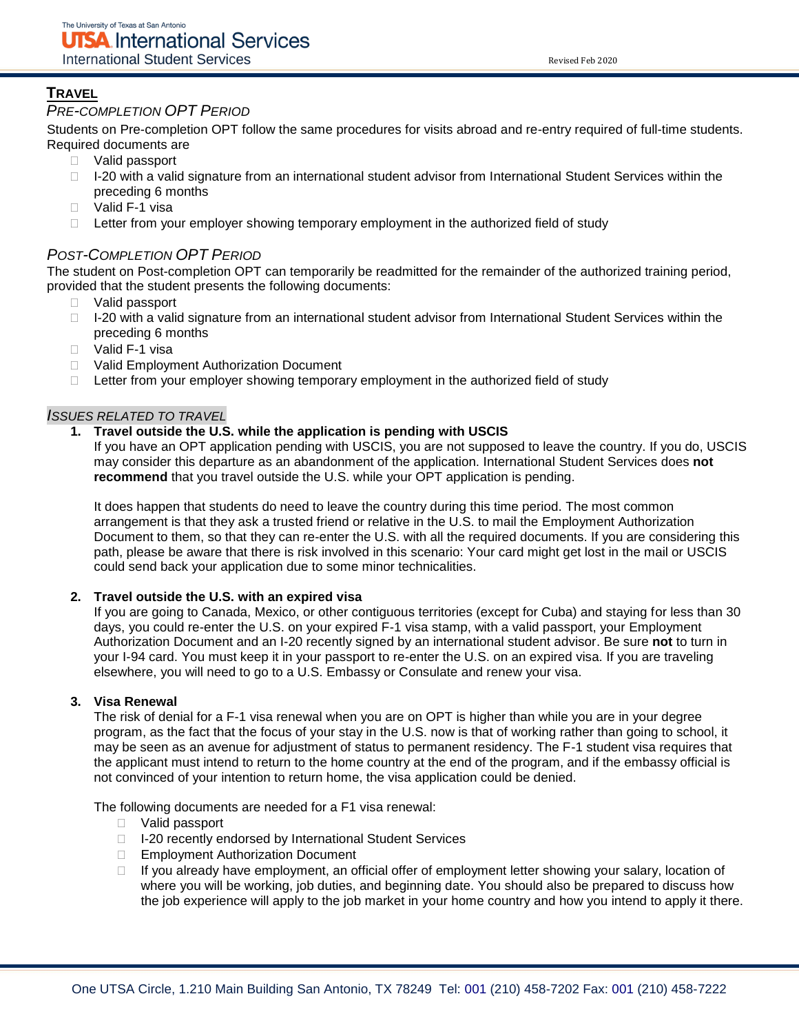## TRAVEL

### *PRE-COMPLETION OPT PERIOD*

Students on Pre-completion OPT follow the same procedures for visits abroad and re-entry required of full-time students. Required documents are

- Valid passport
- I-20 with a valid signature from an international student advisor from International Student Services within the preceding 6 months
- Valid F-1 visa
- Letter from your employer showing temporary employment in the authorized field of study

### *POST-COMPLETION OPT PERIOD*

The student on Post-completion OPT can temporarily be readmitted for the remainder of the authorized training period, provided that the student presents the following documents:

- Valid passport
- I-20 with a valid signature from an international student advisor from International Student Services within the preceding 6 months
- Valid F-1 visa
- Valid Employment Authorization Document
- Letter from your employer showing temporary employment in the authorized field of study

### *ISSUES RELATED TO TRAVEL*

1. **Travel outside the U.S. while the application is pending with USCIS**
   If you have an OPT application pending with USCIS, you are not supposed to leave the country. If you do, USCIS may consider this departure as an abandonment of the application. International Student Services does **not recommend** that you travel outside the U.S. while your OPT application is pending.

   It does happen that students do need to leave the country during this time period. The most common arrangement is that they ask a trusted friend or relative in the U.S. to mail the Employment Authorization Document to them, so that they can re-enter the U.S. with all the required documents. If you are considering this path, please be aware that there is risk involved in this scenario: Your card might get lost in the mail or USCIS could send back your application due to some minor technicalities.

2. **Travel outside the U.S. with an expired visa**
   If you are going to Canada, Mexico, or other contiguous territories (except for Cuba) and staying for less than 30 days, you could re-enter the U.S. on your expired F-1 visa stamp, with a valid passport, your Employment Authorization Document and an I-20 recently signed by an international student advisor. Be sure **not** to turn in your I-94 card. You must keep it in your passport to re-enter the U.S. on an expired visa. If you are traveling elsewhere, you will need to go to a U.S. Embassy or Consulate and renew your visa.

3. **Visa Renewal**
   The risk of denial for a F-1 visa renewal when you are on OPT is higher than while you are in your degree program, as the fact that the focus of your stay in the U.S. now is that of working rather than going to school, it may be seen as an avenue for adjustment of status to permanent residency. The F-1 student visa requires that the applicant must intend to return to the home country at the end of the program, and if the embassy official is not convinced of your intention to return home, the visa application could be denied.

   The following documents are needed for a F1 visa renewal:

   - Valid passport
   - I-20 recently endorsed by International Student Services
   - Employment Authorization Document
   - If you already have employment, an official offer of employment letter showing your salary, location of where you will be working, job duties, and beginning date. You should also be prepared to discuss how the job experience will apply to the job market in your home country and how you intend to apply it there.